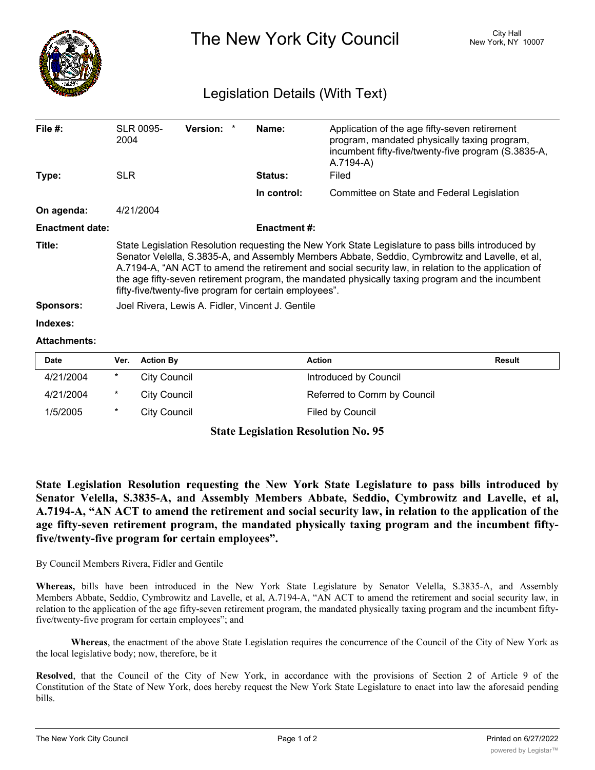# The New York City Council

City Hall
New York, NY 10007

## Legislation Details (With Text)

| | | | | | |
|---|---|---|---|---|---|
| **File #:** | SLR 0095-2004 | **Version:** * | | **Name:** | Application of the age fifty-seven retirement program, mandated physically taxing program, incumbent fifty-five/twenty-five program (S.3835-A, A.7194-A) |
| **Type:** | SLR | | | **Status:** | Filed |
| | | | | **In control:** | Committee on State and Federal Legislation |
| **On agenda:** | 4/21/2004 | | | | |
| **Enactment date:** | | | | **Enactment #:** | |

**Title:** State Legislation Resolution requesting the New York State Legislature to pass bills introduced by Senator Velella, S.3835-A, and Assembly Members Abbate, Seddio, Cymbrowitz and Lavelle, et al, A.7194-A, "AN ACT to amend the retirement and social security law, in relation to the application of the age fifty-seven retirement program, the mandated physically taxing program and the incumbent fifty-five/twenty-five program for certain employees".

**Sponsors:** Joel Rivera, Lewis A. Fidler, Vincent J. Gentile

**Indexes:**

**Attachments:**

| Date | Ver. | Action By | Action | Result |
|---|---|---|---|---|
| 4/21/2004 | * | City Council | Introduced by Council | |
| 4/21/2004 | * | City Council | Referred to Comm by Council | |
| 1/5/2005 | * | City Council | Filed by Council | |

**State Legislation Resolution No. 95**

**State Legislation Resolution requesting the New York State Legislature to pass bills introduced by Senator Velella, S.3835-A, and Assembly Members Abbate, Seddio, Cymbrowitz and Lavelle, et al, A.7194-A, "AN ACT to amend the retirement and social security law, in relation to the application of the age fifty-seven retirement program, the mandated physically taxing program and the incumbent fifty-five/twenty-five program for certain employees".**

By Council Members Rivera, Fidler and Gentile

**Whereas,** bills have been introduced in the New York State Legislature by Senator Velella, S.3835-A, and Assembly Members Abbate, Seddio, Cymbrowitz and Lavelle, et al, A.7194-A, "AN ACT to amend the retirement and social security law, in relation to the application of the age fifty-seven retirement program, the mandated physically taxing program and the incumbent fifty-five/twenty-five program for certain employees"; and

**Whereas**, the enactment of the above State Legislation requires the concurrence of the Council of the City of New York as the local legislative body; now, therefore, be it

**Resolved**, that the Council of the City of New York, in accordance with the provisions of Section 2 of Article 9 of the Constitution of the State of New York, does hereby request the New York State Legislature to enact into law the aforesaid pending bills.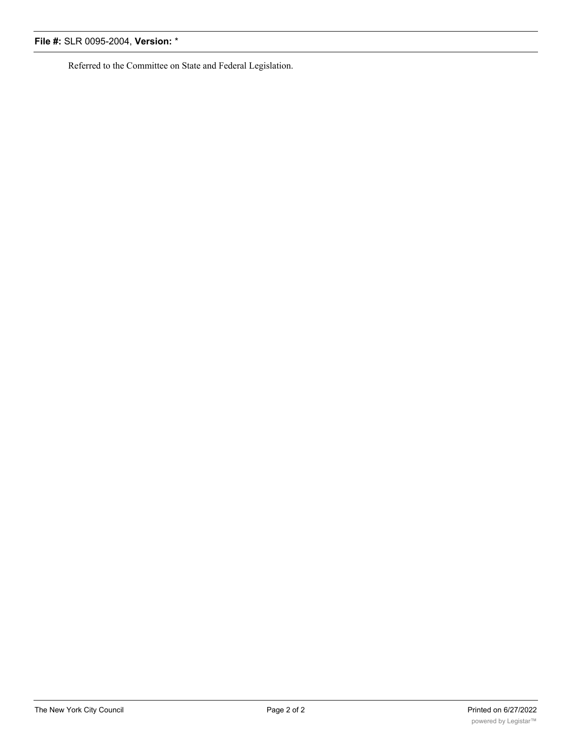Referred to the Committee on State and Federal Legislation.